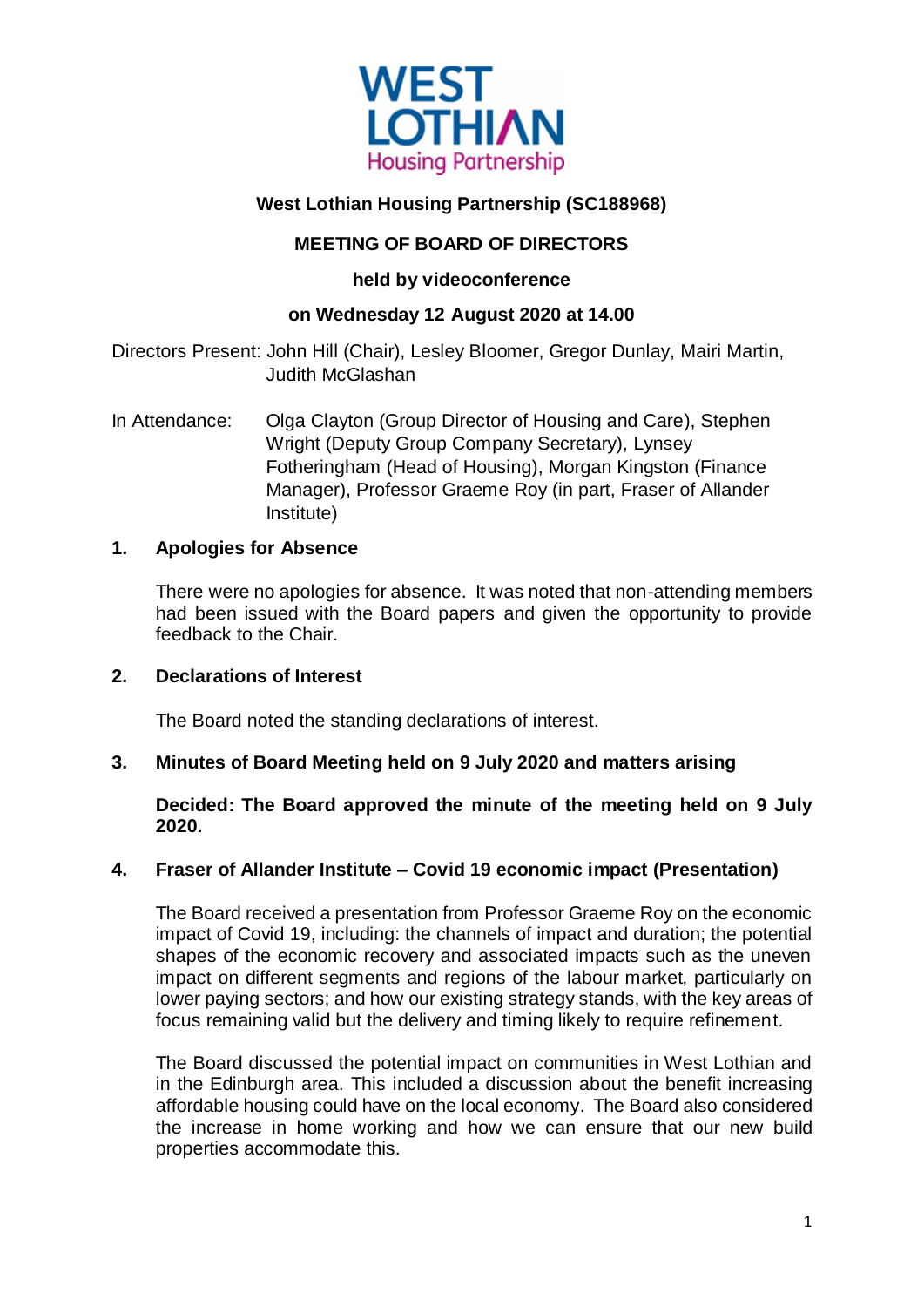**West Lothian Housing Partnership (SC188968)**

**MEETING OF BOARD OF DIRECTORS**

**held by videoconference**

**on Wednesday 12 August 2020 at 14.00**

Directors Present: John Hill (Chair), Lesley Bloomer, Gregor Dunlay, Mairi Martin, Judith McGlashan

In Attendance: Olga Clayton (Group Director of Housing and Care), Stephen Wright (Deputy Group Company Secretary), Lynsey Fotheringham (Head of Housing), Morgan Kingston (Finance Manager), Professor Graeme Roy (in part, Fraser of Allander Institute)

## 1. Apologies for Absence

There were no apologies for absence. It was noted that non-attending members had been issued with the Board papers and given the opportunity to provide feedback to the Chair.

## 2. Declarations of Interest

The Board noted the standing declarations of interest.

## 3. Minutes of Board Meeting held on 9 July 2020 and matters arising

**Decided: The Board approved the minute of the meeting held on 9 July 2020.**

## 4. Fraser of Allander Institute – Covid 19 economic impact (Presentation)

The Board received a presentation from Professor Graeme Roy on the economic impact of Covid 19, including: the channels of impact and duration; the potential shapes of the economic recovery and associated impacts such as the uneven impact on different segments and regions of the labour market, particularly on lower paying sectors; and how our existing strategy stands, with the key areas of focus remaining valid but the delivery and timing likely to require refinement.

The Board discussed the potential impact on communities in West Lothian and in the Edinburgh area. This included a discussion about the benefit increasing affordable housing could have on the local economy. The Board also considered the increase in home working and how we can ensure that our new build properties accommodate this.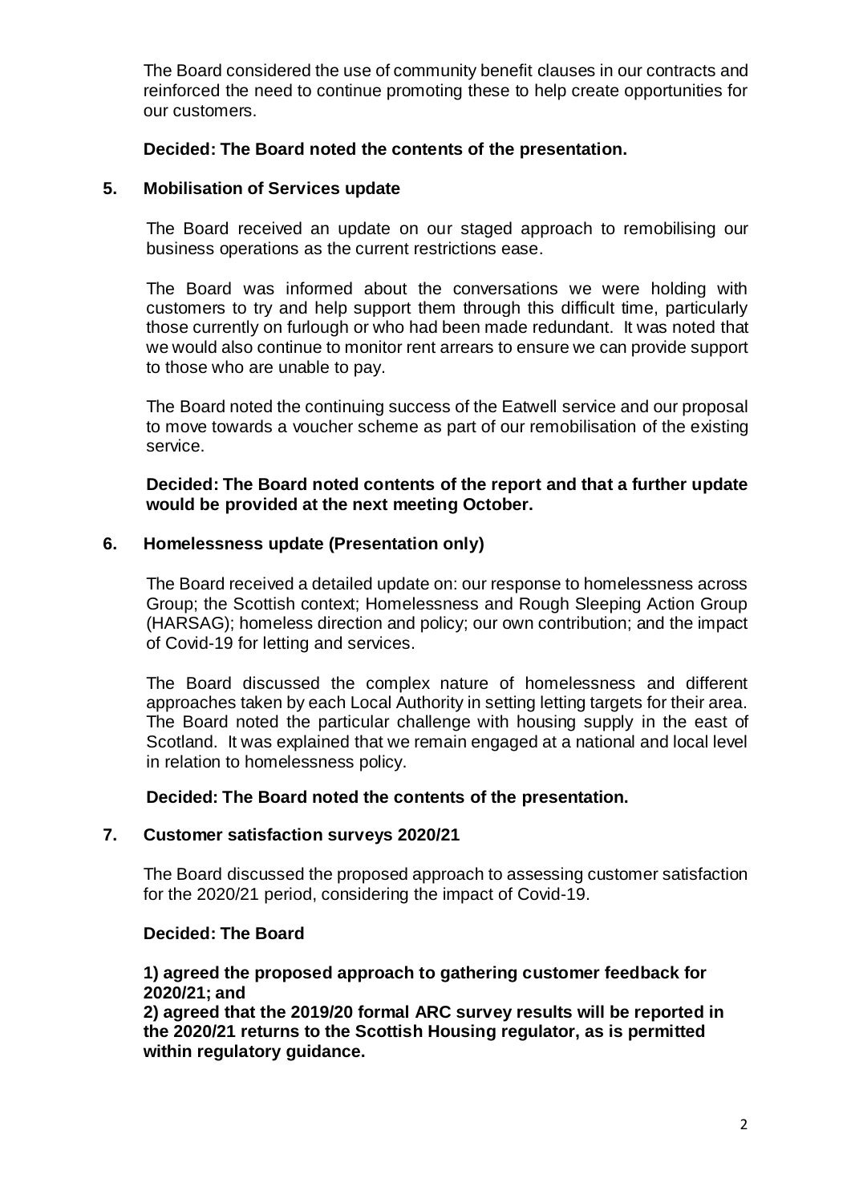The Board considered the use of community benefit clauses in our contracts and reinforced the need to continue promoting these to help create opportunities for our customers.

**Decided: The Board noted the contents of the presentation.**

## 5. Mobilisation of Services update

The Board received an update on our staged approach to remobilising our business operations as the current restrictions ease.

The Board was informed about the conversations we were holding with customers to try and help support them through this difficult time, particularly those currently on furlough or who had been made redundant. It was noted that we would also continue to monitor rent arrears to ensure we can provide support to those who are unable to pay.

The Board noted the continuing success of the Eatwell service and our proposal to move towards a voucher scheme as part of our remobilisation of the existing service.

**Decided: The Board noted contents of the report and that a further update would be provided at the next meeting October.**

## 6. Homelessness update (Presentation only)

The Board received a detailed update on: our response to homelessness across Group; the Scottish context; Homelessness and Rough Sleeping Action Group (HARSAG); homeless direction and policy; our own contribution; and the impact of Covid-19 for letting and services.

The Board discussed the complex nature of homelessness and different approaches taken by each Local Authority in setting letting targets for their area. The Board noted the particular challenge with housing supply in the east of Scotland. It was explained that we remain engaged at a national and local level in relation to homelessness policy.

**Decided: The Board noted the contents of the presentation.**

## 7. Customer satisfaction surveys 2020/21

The Board discussed the proposed approach to assessing customer satisfaction for the 2020/21 period, considering the impact of Covid-19.

**Decided: The Board**

**1) agreed the proposed approach to gathering customer feedback for 2020/21; and**
**2) agreed that the 2019/20 formal ARC survey results will be reported in the 2020/21 returns to the Scottish Housing regulator, as is permitted within regulatory guidance.**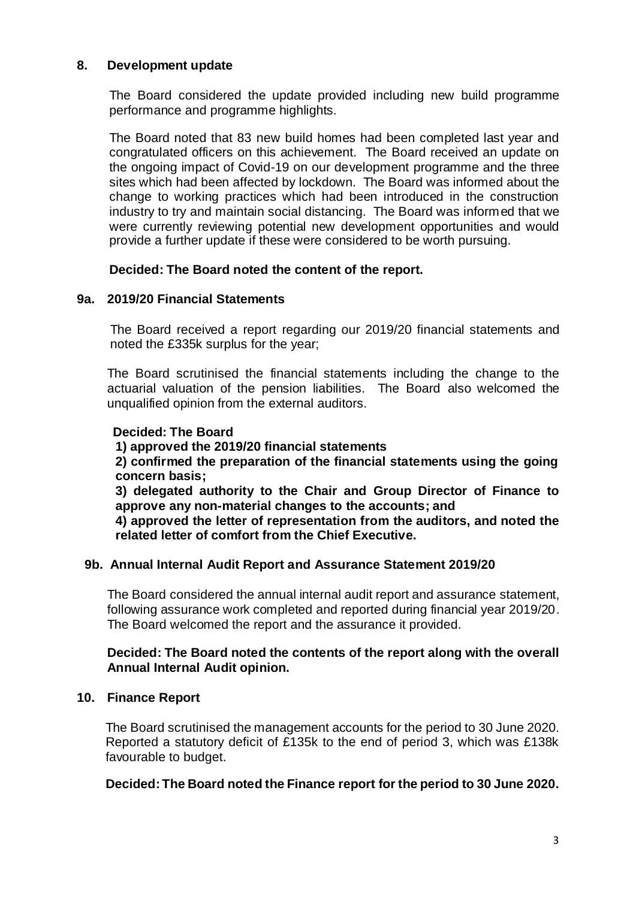## 8. Development update

The Board considered the update provided including new build programme performance and programme highlights.

The Board noted that 83 new build homes had been completed last year and congratulated officers on this achievement. The Board received an update on the ongoing impact of Covid-19 on our development programme and the three sites which had been affected by lockdown. The Board was informed about the change to working practices which had been introduced in the construction industry to try and maintain social distancing. The Board was informed that we were currently reviewing potential new development opportunities and would provide a further update if these were considered to be worth pursuing.

**Decided: The Board noted the content of the report.**

## 9a. 2019/20 Financial Statements

The Board received a report regarding our 2019/20 financial statements and noted the £335k surplus for the year;

The Board scrutinised the financial statements including the change to the actuarial valuation of the pension liabilities. The Board also welcomed the unqualified opinion from the external auditors.

**Decided: The Board**

**1) approved the 2019/20 financial statements**

**2) confirmed the preparation of the financial statements using the going concern basis;**

**3) delegated authority to the Chair and Group Director of Finance to approve any non-material changes to the accounts; and**

**4) approved the letter of representation from the auditors, and noted the related letter of comfort from the Chief Executive.**

## 9b. Annual Internal Audit Report and Assurance Statement 2019/20

The Board considered the annual internal audit report and assurance statement, following assurance work completed and reported during financial year 2019/20. The Board welcomed the report and the assurance it provided.

**Decided: The Board noted the contents of the report along with the overall Annual Internal Audit opinion.**

## 10. Finance Report

The Board scrutinised the management accounts for the period to 30 June 2020. Reported a statutory deficit of £135k to the end of period 3, which was £138k favourable to budget.

**Decided: The Board noted the Finance report for the period to 30 June 2020.**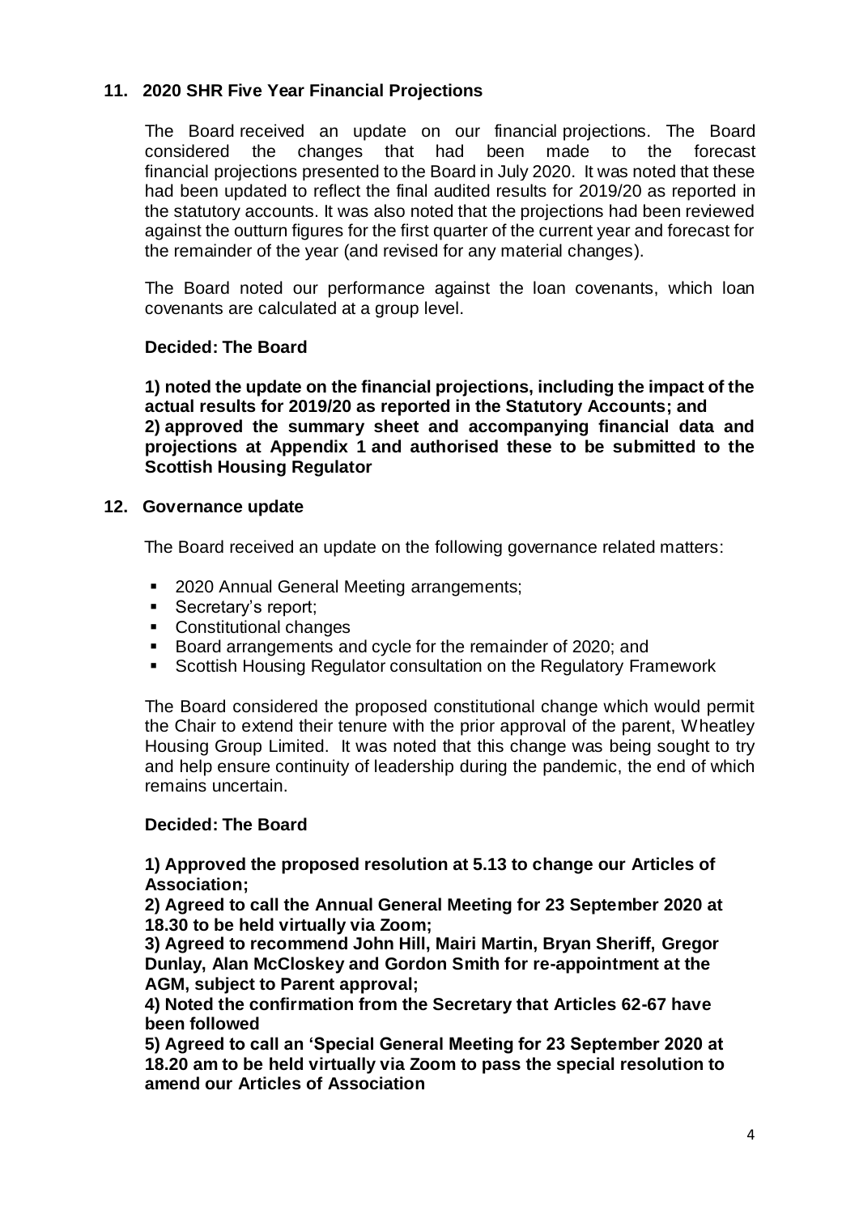## 11. 2020 SHR Five Year Financial Projections

The Board received an update on our financial projections. The Board considered the changes that had been made to the forecast financial projections presented to the Board in July 2020. It was noted that these had been updated to reflect the final audited results for 2019/20 as reported in the statutory accounts. It was also noted that the projections had been reviewed against the outturn figures for the first quarter of the current year and forecast for the remainder of the year (and revised for any material changes).

The Board noted our performance against the loan covenants, which loan covenants are calculated at a group level.

**Decided: The Board**

**1) noted the update on the financial projections, including the impact of the actual results for 2019/20 as reported in the Statutory Accounts; and**
**2) approved the summary sheet and accompanying financial data and projections at Appendix 1 and authorised these to be submitted to the Scottish Housing Regulator**

## 12. Governance update

The Board received an update on the following governance related matters:

- 2020 Annual General Meeting arrangements;
- Secretary's report;
- Constitutional changes
- Board arrangements and cycle for the remainder of 2020; and
- Scottish Housing Regulator consultation on the Regulatory Framework

The Board considered the proposed constitutional change which would permit the Chair to extend their tenure with the prior approval of the parent, Wheatley Housing Group Limited. It was noted that this change was being sought to try and help ensure continuity of leadership during the pandemic, the end of which remains uncertain.

**Decided: The Board**

**1) Approved the proposed resolution at 5.13 to change our Articles of Association;**
**2) Agreed to call the Annual General Meeting for 23 September 2020 at 18.30 to be held virtually via Zoom;**
**3) Agreed to recommend John Hill, Mairi Martin, Bryan Sheriff, Gregor Dunlay, Alan McCloskey and Gordon Smith for re-appointment at the AGM, subject to Parent approval;**
**4) Noted the confirmation from the Secretary that Articles 62-67 have been followed**
**5) Agreed to call an 'Special General Meeting for 23 September 2020 at 18.20 am to be held virtually via Zoom to pass the special resolution to amend our Articles of Association**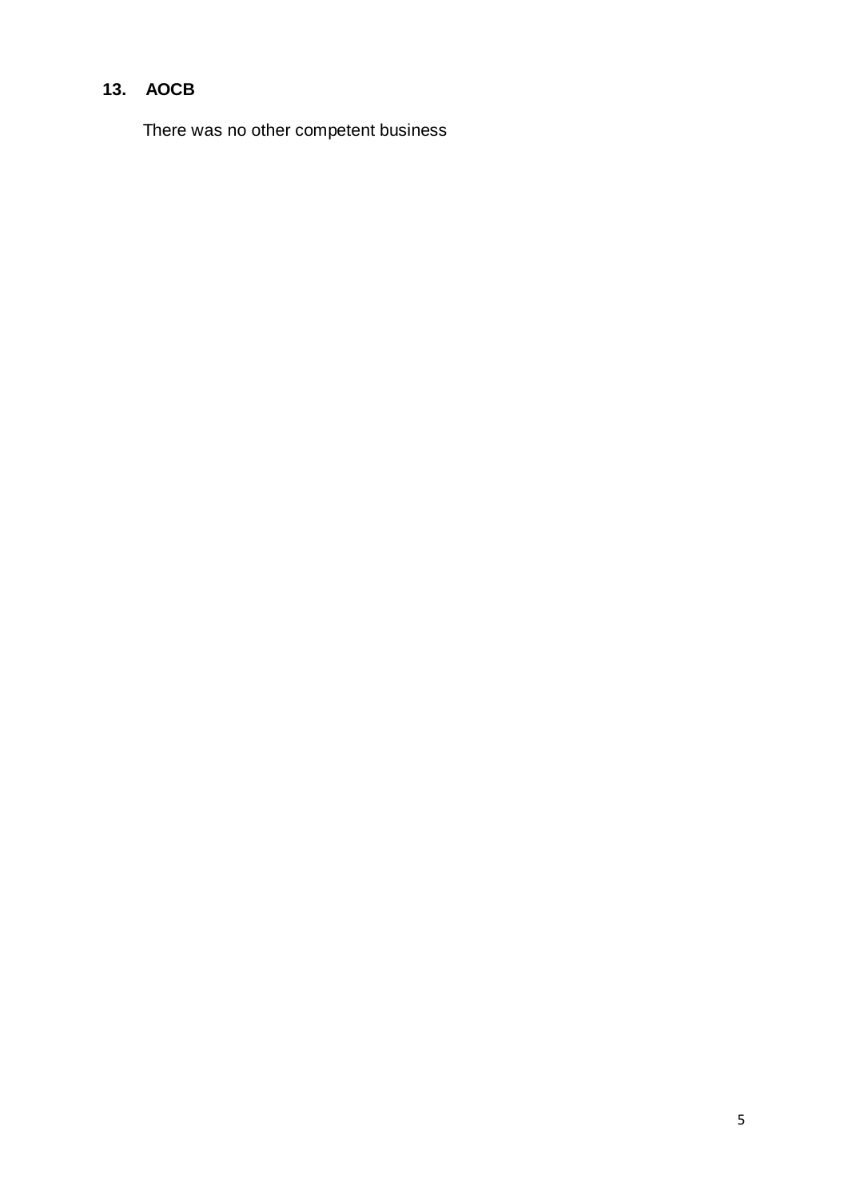### 13. AOCB

There was no other competent business